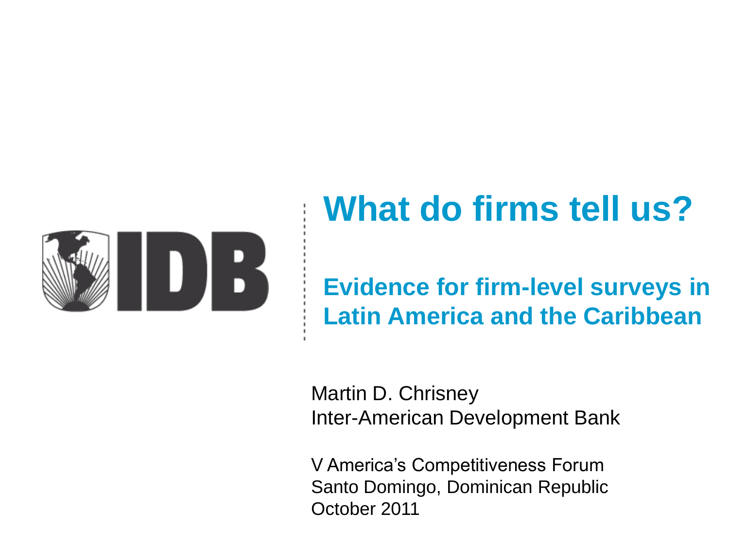IDB

# What do firms tell us?

## Evidence for firm-level surveys in Latin America and the Caribbean

Martin D. Chrisney
Inter-American Development Bank

V America's Competitiveness Forum
Santo Domingo, Dominican Republic
October 2011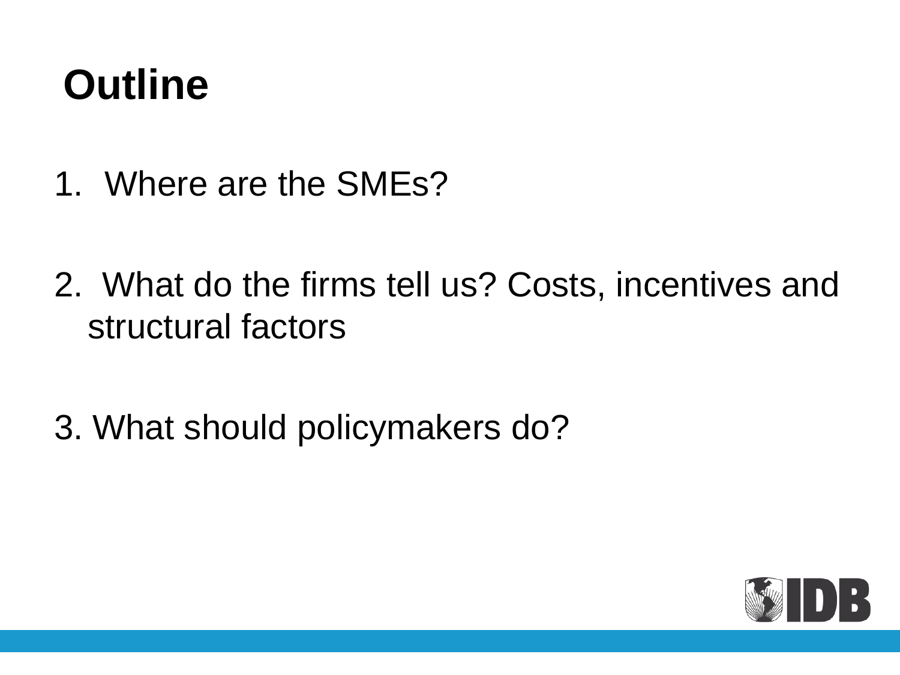# Outline

1. Where are the SMEs?

2. What do the firms tell us? Costs, incentives and structural factors

3. What should policymakers do?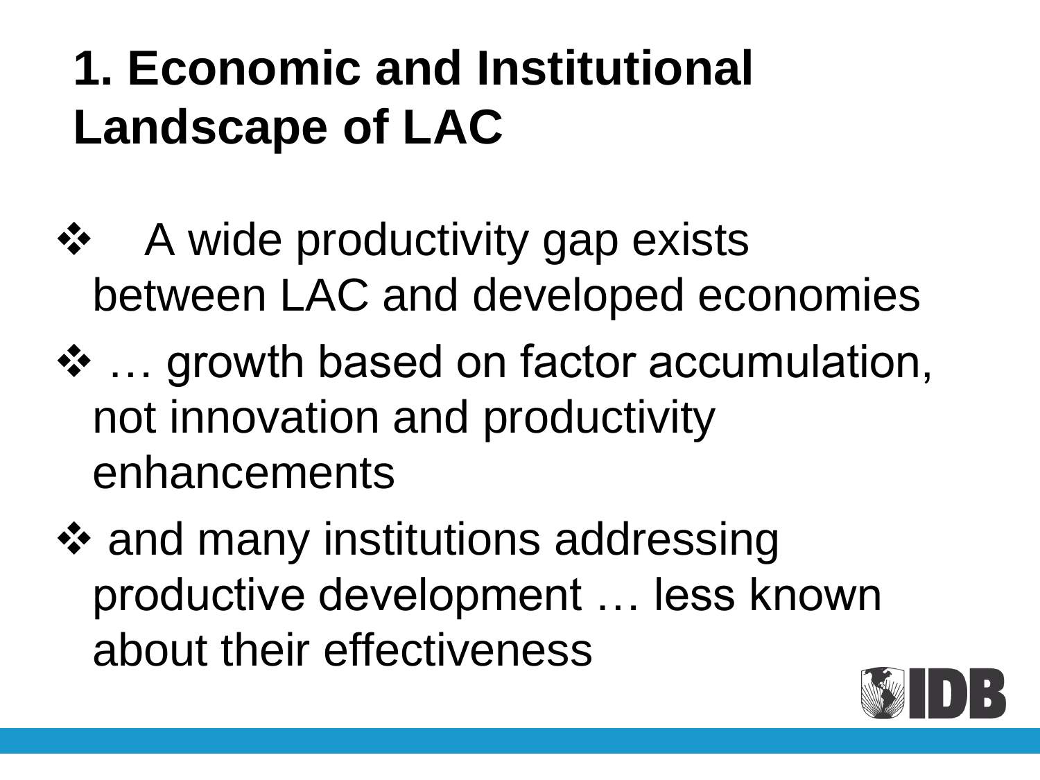# 1. Economic and Institutional Landscape of LAC

- A wide productivity gap exists between LAC and developed economies
- … growth based on factor accumulation, not innovation and productivity enhancements
- and many institutions addressing productive development … less known about their effectiveness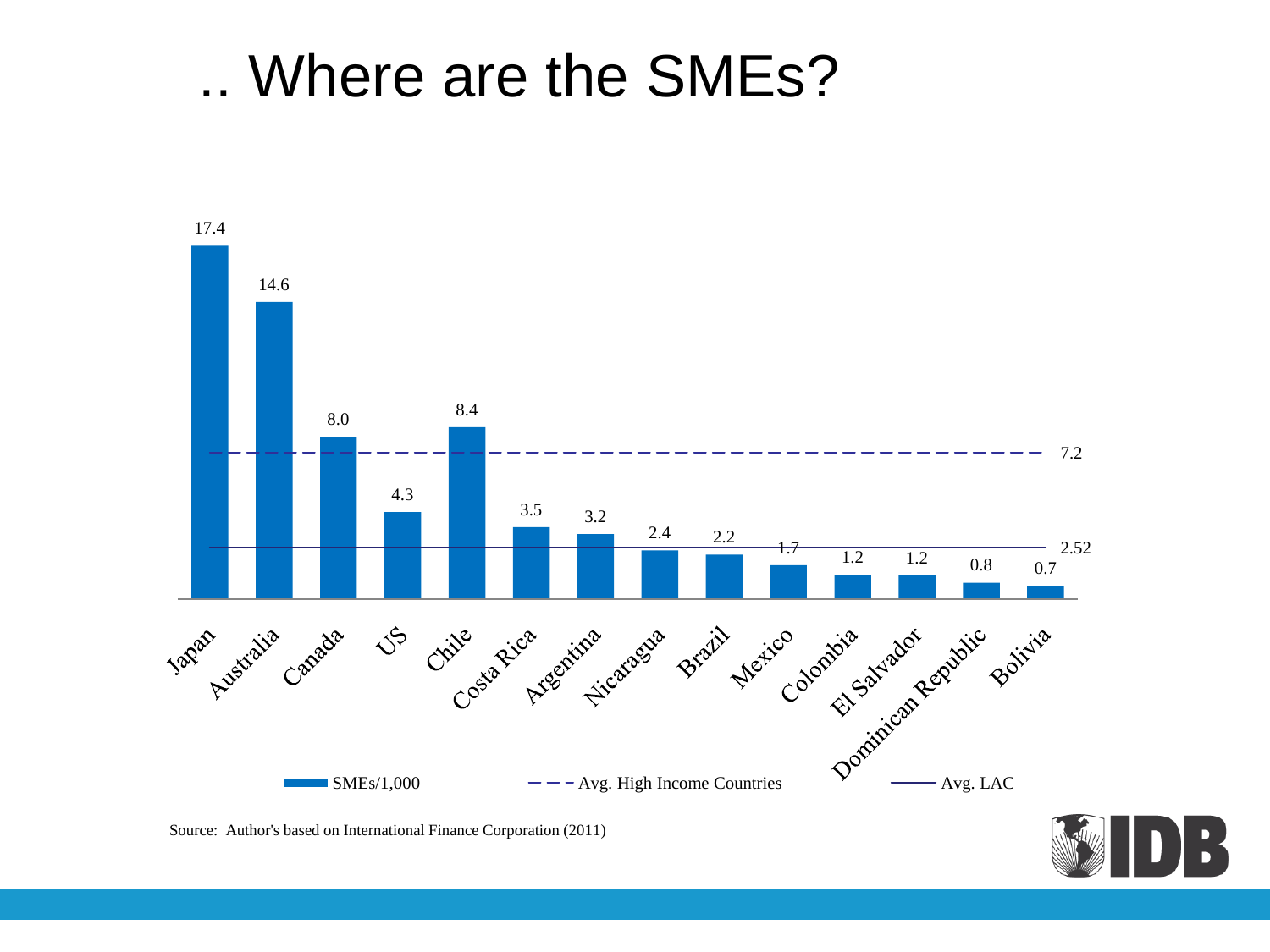# .. Where are the SMEs?

| Country | SMEs/1,000 |
| --- | --- |
| Japan | 17.4 |
| Australia | 14.6 |
| Canada | 8.0 |
| US | 4.3 |
| Chile | 8.4 |
| Costa Rica | 3.5 |
| Argentina | 3.2 |
| Nicaragua | 2.4 |
| Brazil | 2.2 |
| Mexico | 1.7 |
| Colombia | 1.2 |
| El Salvador | 1.2 |
| Dominican Republic | 0.8 |
| Bolivia | 0.7 |

Avg. High Income Countries: 7.2

Avg. LAC: 2.52

Source: Author's based on International Finance Corporation (2011)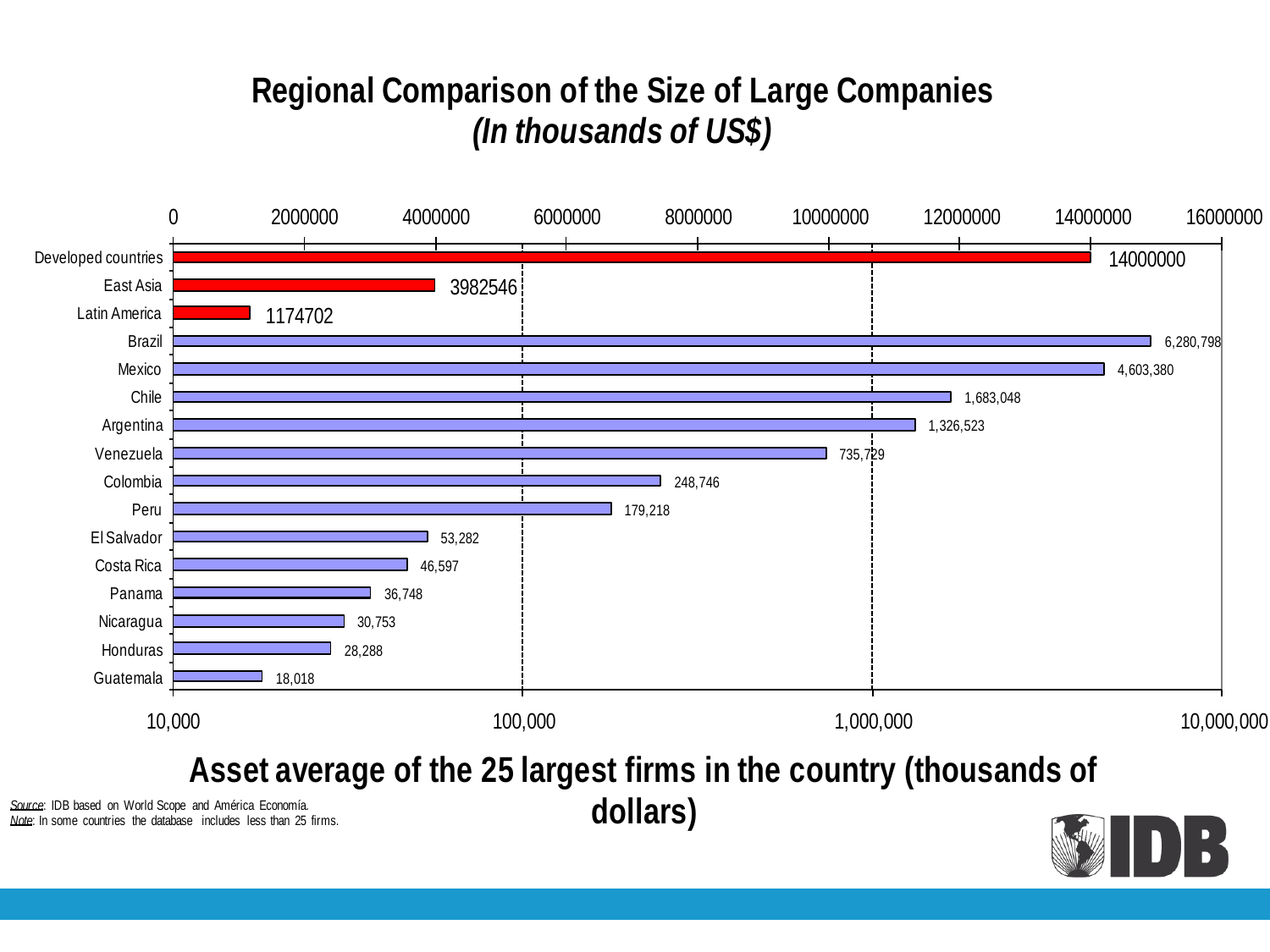# Regional Comparison of the Size of Large Companies
## *(In thousands of US$)*

| Region / Country | Asset average of the 25 largest firms in the country (thousands of dollars) |
|---|---|
| Developed countries | 14000000 |
| East Asia | 3982546 |
| Latin America | 1174702 |
| Brazil | 6,280,798 |
| Mexico | 4,603,380 |
| Chile | 1,683,048 |
| Argentina | 1,326,523 |
| Venezuela | 735,729 |
| Colombia | 248,746 |
| Peru | 179,218 |
| El Salvador | 53,282 |
| Costa Rica | 46,597 |
| Panama | 36,748 |
| Nicaragua | 30,753 |
| Honduras | 28,288 |
| Guatemala | 18,018 |

**Asset average of the 25 largest firms in the country (thousands of dollars)**

*Source*: IDB based on World Scope and América Economía.
*Note*: In some countries the database includes less than 25 firms.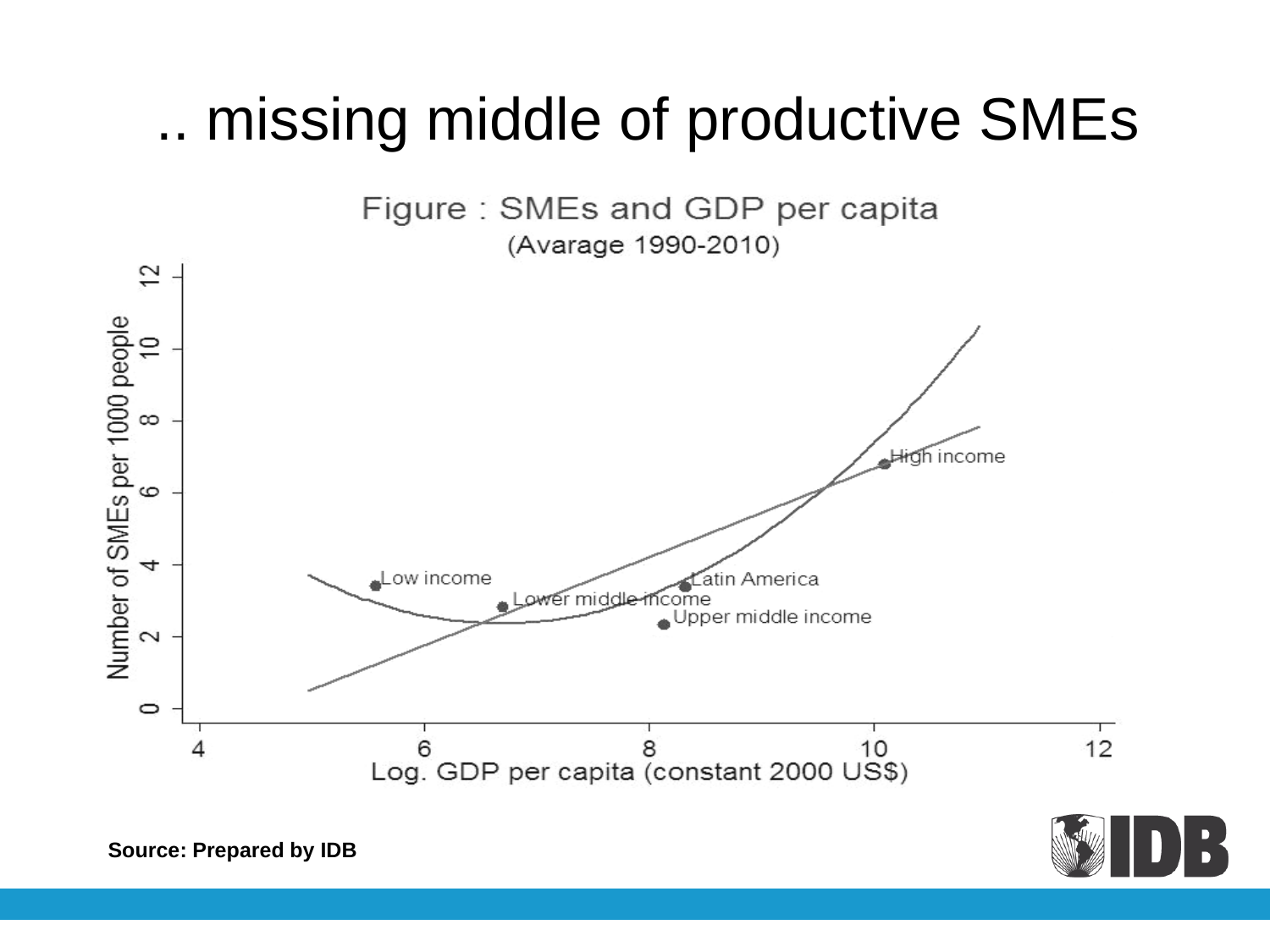# .. missing middle of productive SMEs

Figure : SMEs and GDP per capita
(Avarage 1990-2010)

Source: Prepared by IDB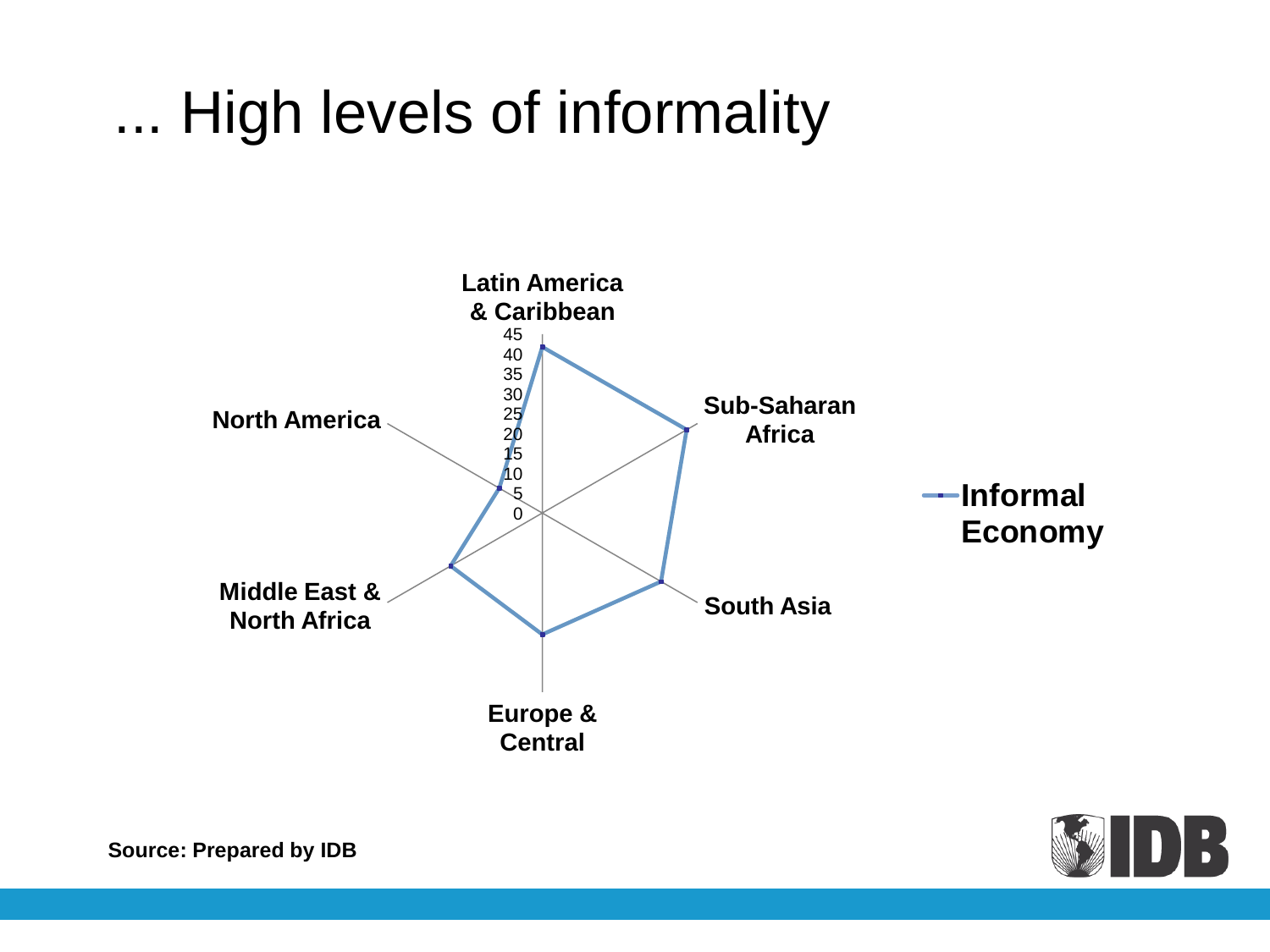# ... High levels of informality

Latin America & Caribbean

Sub-Saharan Africa

South Asia

Europe & Central

Middle East & North Africa

North America

45
40
35
30
25
20
15
10
5
0

Informal Economy

Source: Prepared by IDB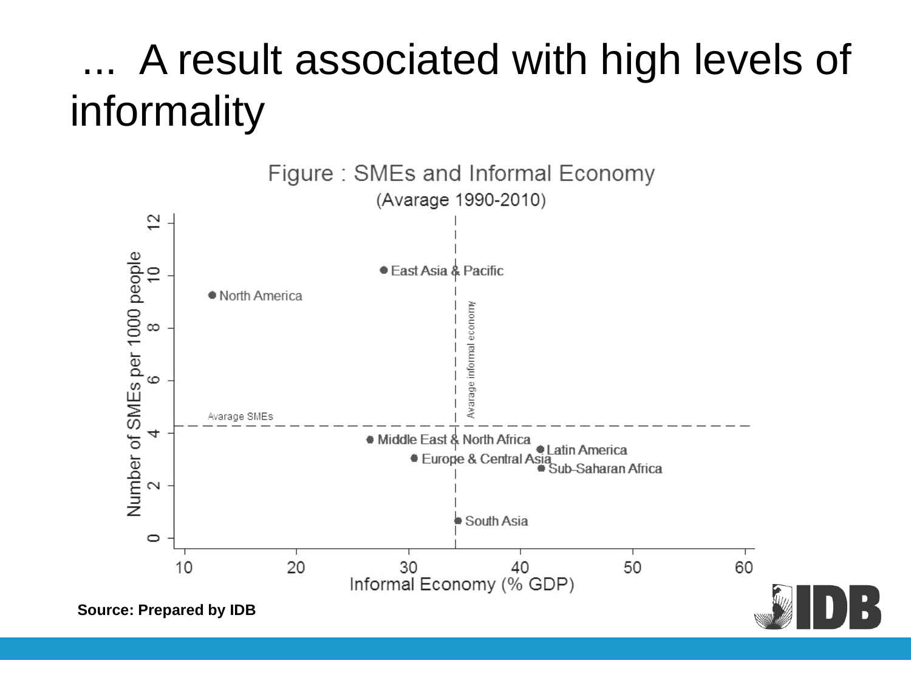# ... A result associated with high levels of informality

Figure : SMEs and Informal Economy
(Avarage 1990-2010)

| Region | Informal Economy (% GDP) | Number of SMEs per 1000 people |
|---|---|---|
| North America | ~12.5 | ~9.2 |
| East Asia & Pacific | ~28 | ~10.2 |
| Middle East & North Africa | ~26.5 | ~3.7 |
| Europe & Central Asia | ~30.5 | ~3.0 |
| South Asia | ~34.5 | ~0.6 |
| Latin America | ~42 | ~3.4 |
| Sub-Saharan Africa | ~42 | ~2.6 |

Avarage SMEs: ~4.3; Avarage informal economy: ~34

Source: Prepared by IDB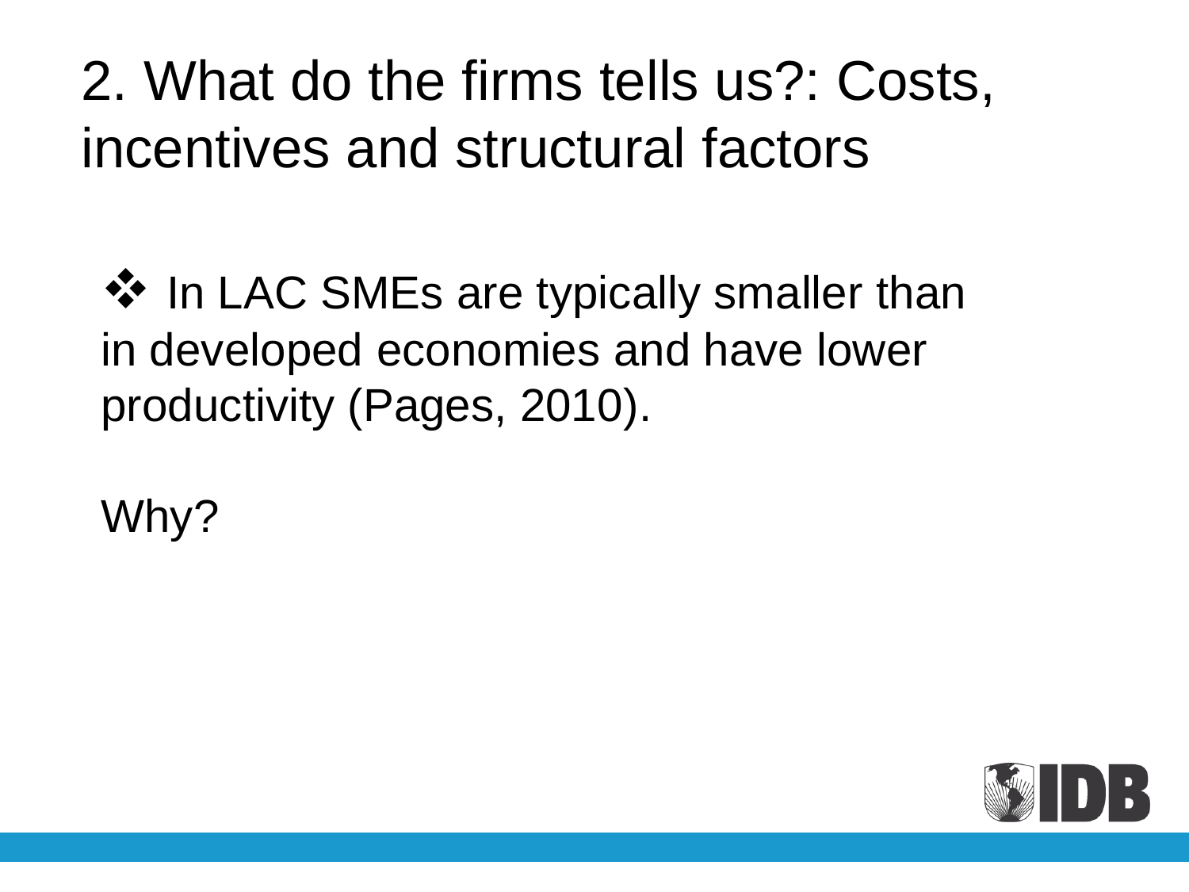# 2. What do the firms tells us?: Costs, incentives and structural factors

- ❖ In LAC SMEs are typically smaller than in developed economies and have lower productivity (Pages, 2010).

Why?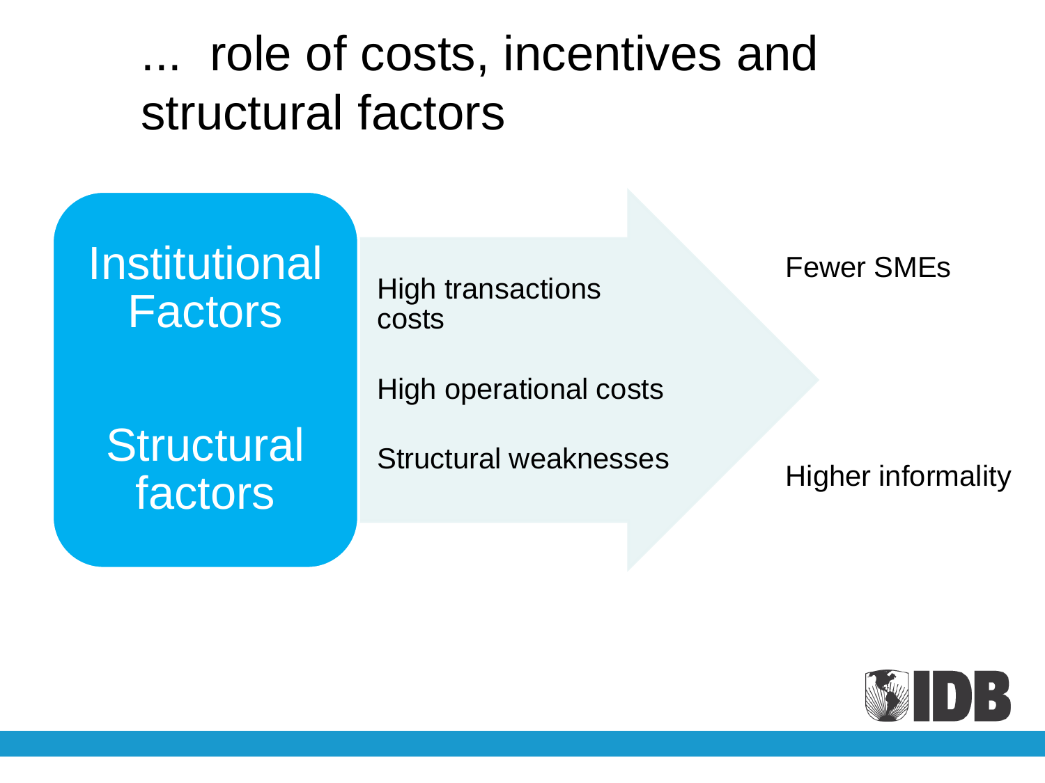# ... role of costs, incentives and structural factors

**Institutional Factors**

**Structural factors**

- High transactions costs
- High operational costs
- Structural weaknesses

→

- Fewer SMEs
- Higher informality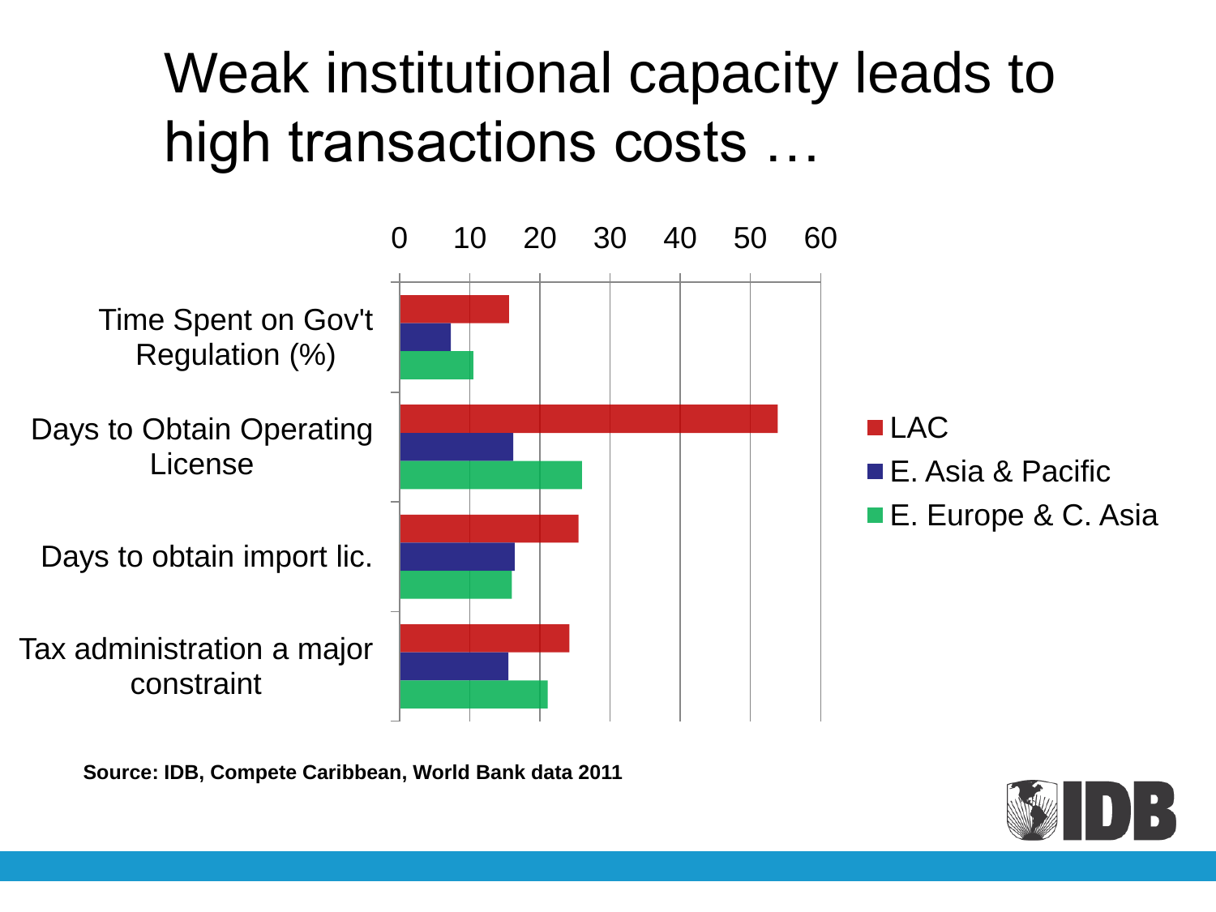# Weak institutional capacity leads to high transactions costs …

| | LAC | E. Asia & Pacific | E. Europe & C. Asia |
|---|---|---|---|
| Time Spent on Gov't Regulation (%) | | | |
| Days to Obtain Operating License | | | |
| Days to obtain import lic. | | | |
| Tax administration a major constraint | | | |

Axis: 0, 10, 20, 30, 40, 50, 60

**Source: IDB, Compete Caribbean, World Bank data 2011**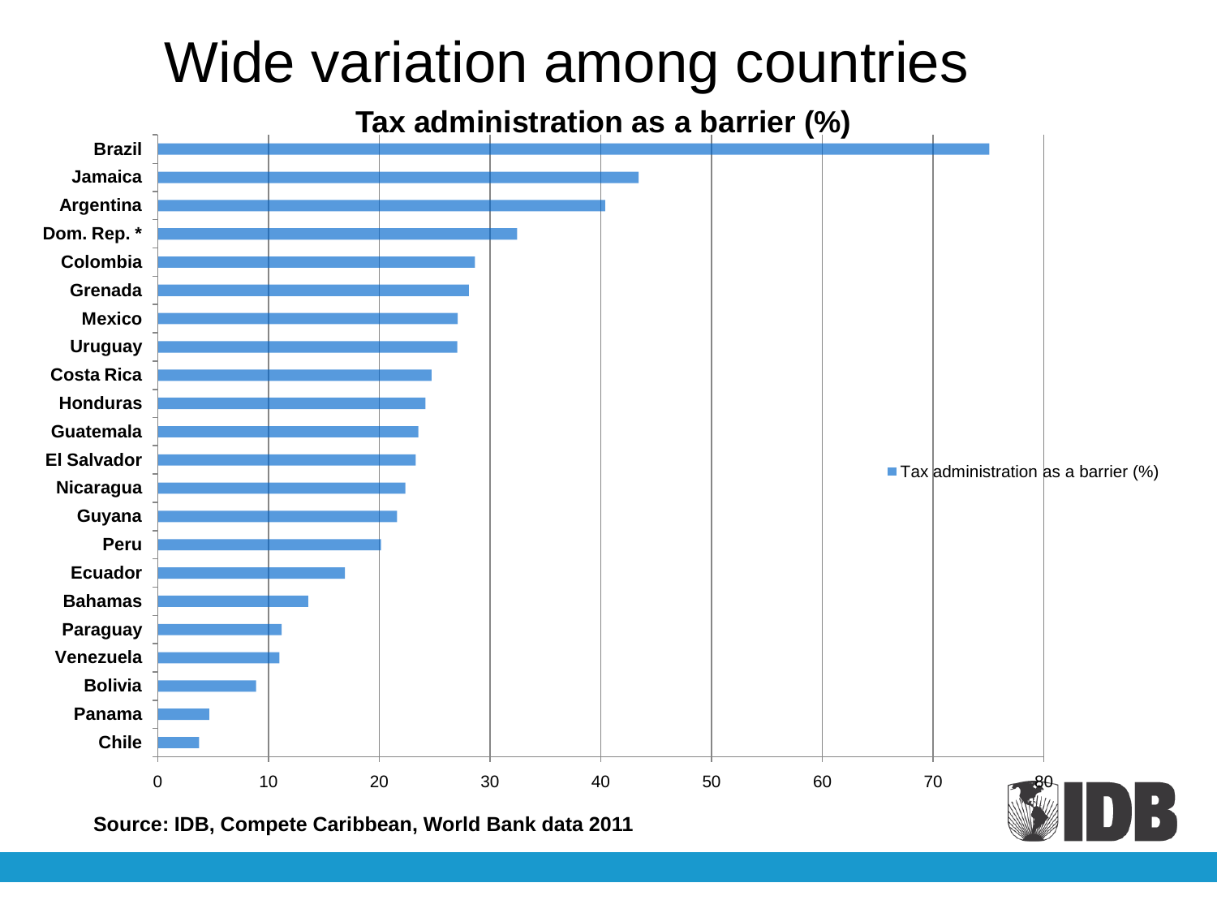# Wide variation among countries

**Tax administration as a barrier (%)**

| Country | Tax administration as a barrier (%) |
|---|---|
| Brazil | 75 |
| Jamaica | 43.4 |
| Argentina | 40.4 |
| Dom. Rep. * | 32.4 |
| Colombia | 28.6 |
| Grenada | 28.1 |
| Mexico | 27.1 |
| Uruguay | 27.1 |
| Costa Rica | 24.7 |
| Honduras | 24.2 |
| Guatemala | 23.6 |
| El Salvador | 23.3 |
| Nicaragua | 22.4 |
| Guyana | 21.6 |
| Peru | 20.2 |
| Ecuador | 16.9 |
| Bahamas | 13.6 |
| Paraguay | 11.2 |
| Venezuela | 11 |
| Bolivia | 8.9 |
| Panama | 4.7 |
| Chile | 3.7 |

**Source: IDB, Compete Caribbean, World Bank data 2011**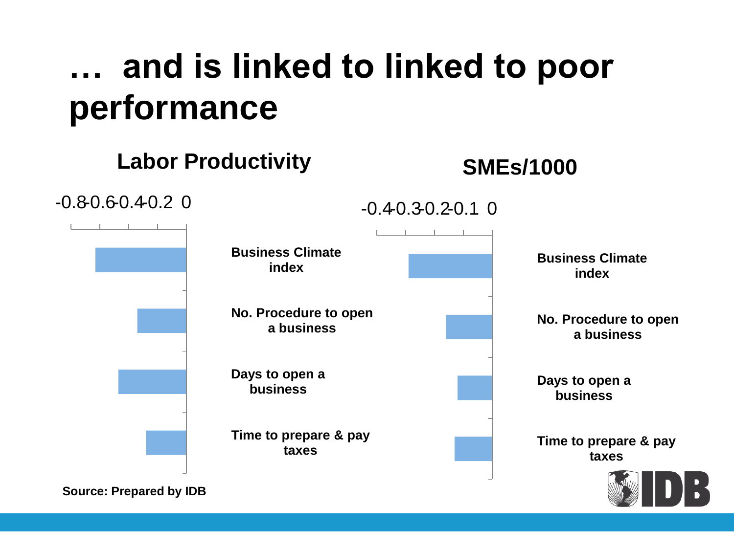# … and is linked to linked to poor performance

**Labor Productivity**

| | Labor Productivity |
|---|---|
| Business Climate index | ≈ -0.63 |
| No. Procedure to open a business | ≈ -0.34 |
| Days to open a business | ≈ -0.47 |
| Time to prepare & pay taxes | ≈ -0.28 |

**SMEs/1000**

| | SMEs/1000 |
|---|---|
| Business Climate index | ≈ -0.29 |
| No. Procedure to open a business | ≈ -0.16 |
| Days to open a business | ≈ -0.12 |
| Time to prepare & pay taxes | ≈ -0.13 |

Source: Prepared by IDB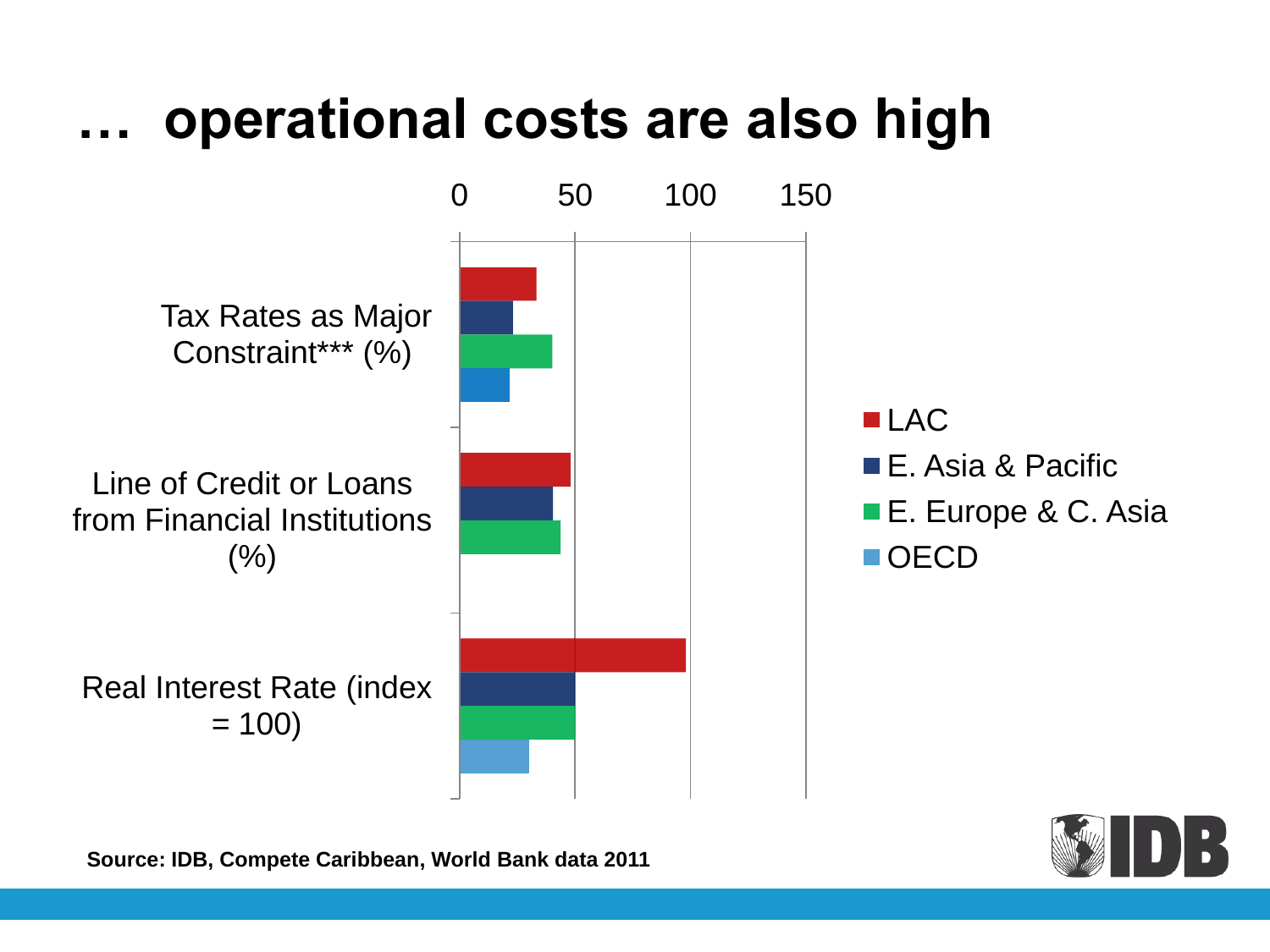# … operational costs are also high

0 50 100 150

Tax Rates as Major Constraint*** (%)

Line of Credit or Loans from Financial Institutions (%)

Real Interest Rate (index = 100)

- LAC
- E. Asia & Pacific
- E. Europe & C. Asia
- OECD

**Source: IDB, Compete Caribbean, World Bank data 2011**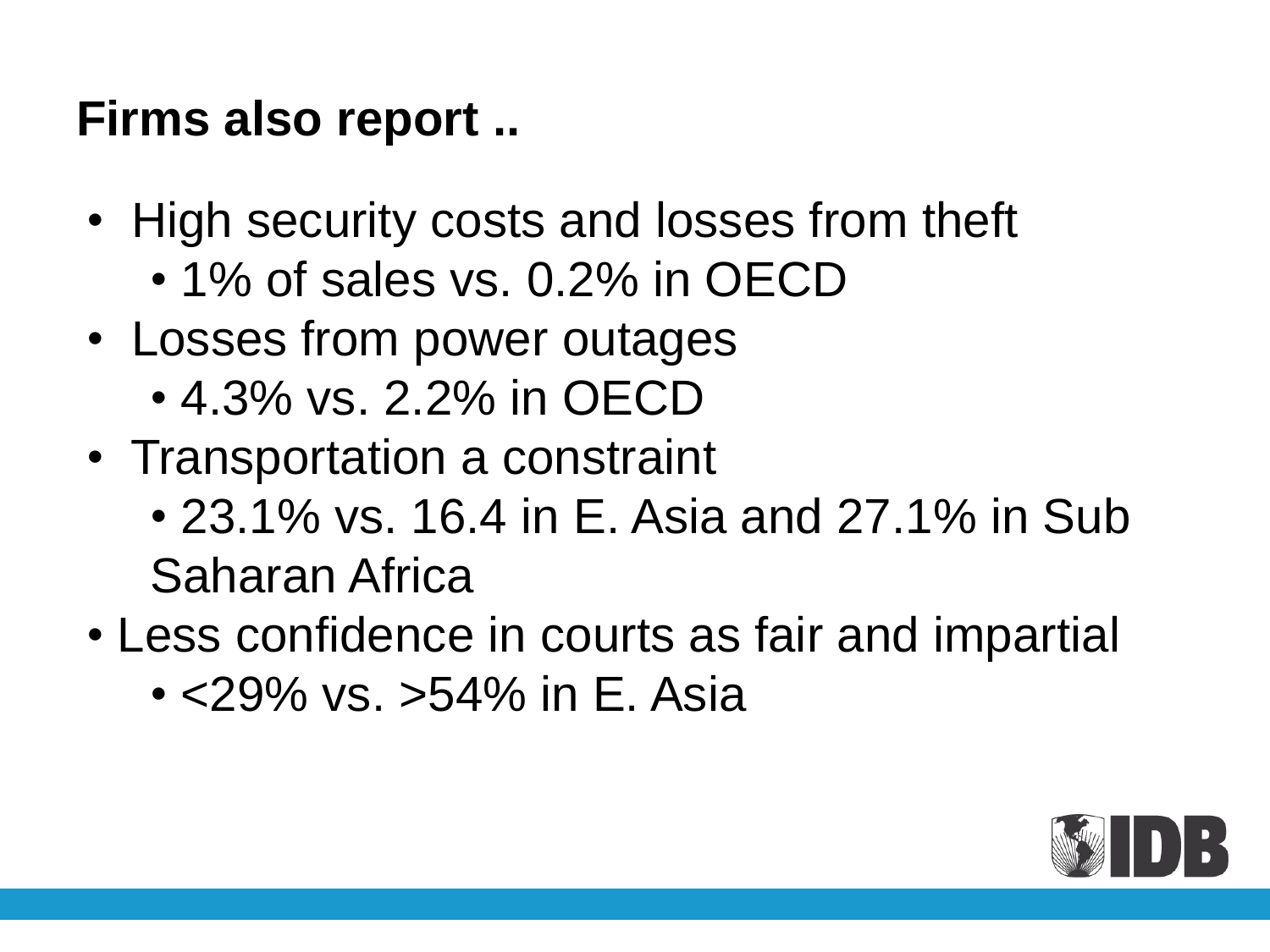## Firms also report ..

- High security costs and losses from theft
  - 1% of sales vs. 0.2% in OECD
- Losses from power outages
  - 4.3% vs. 2.2% in OECD
- Transportation a constraint
  - 23.1% vs. 16.4 in E. Asia and 27.1% in Sub Saharan Africa
- Less confidence in courts as fair and impartial
  - <29% vs. >54% in E. Asia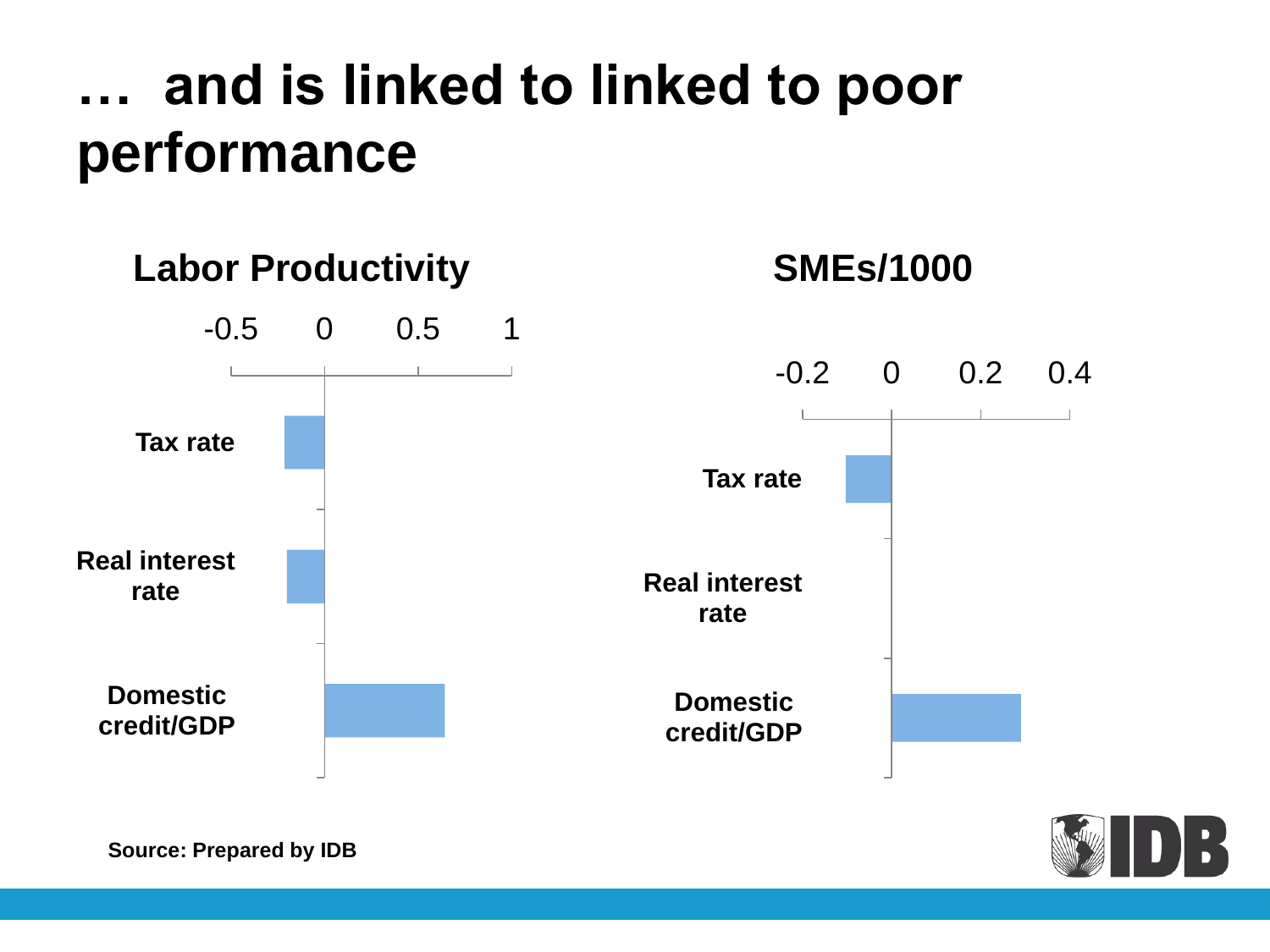# … and is linked to linked to poor performance

**Labor Productivity**

| | Value |
|---|---|
| Tax rate | ≈ -0.2 |
| Real interest rate | ≈ -0.2 |
| Domestic credit/GDP | ≈ 0.65 |

**SMEs/1000**

| | Value |
|---|---|
| Tax rate | ≈ -0.1 |
| Real interest rate | ≈ 0 |
| Domestic credit/GDP | ≈ 0.3 |

Source: Prepared by IDB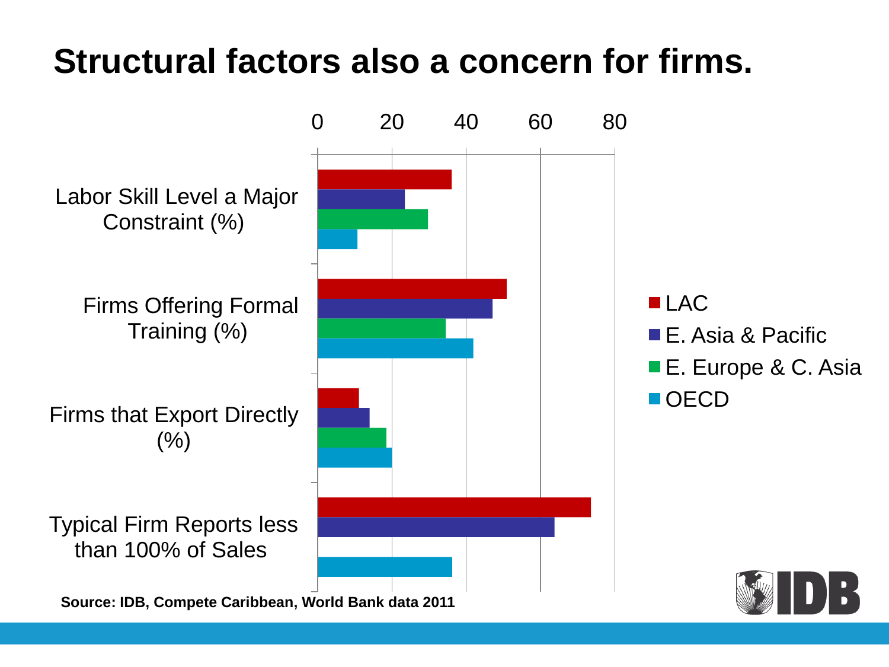# Structural factors also a concern for firms.

| | LAC | E. Asia & Pacific | E. Europe & C. Asia | OECD |
|---|---|---|---|---|
| Labor Skill Level a Major Constraint (%) | 36 | 23.5 | 29.5 | 10.5 |
| Firms Offering Formal Training (%) | 51 | 47 | 34.5 | 42 |
| Firms that Export Directly (%) | 11 | 14 | 18.5 | 20 |
| Typical Firm Reports less than 100% of Sales | 73.5 | 64 | | 36 |

**Source: IDB, Compete Caribbean, World Bank data 2011**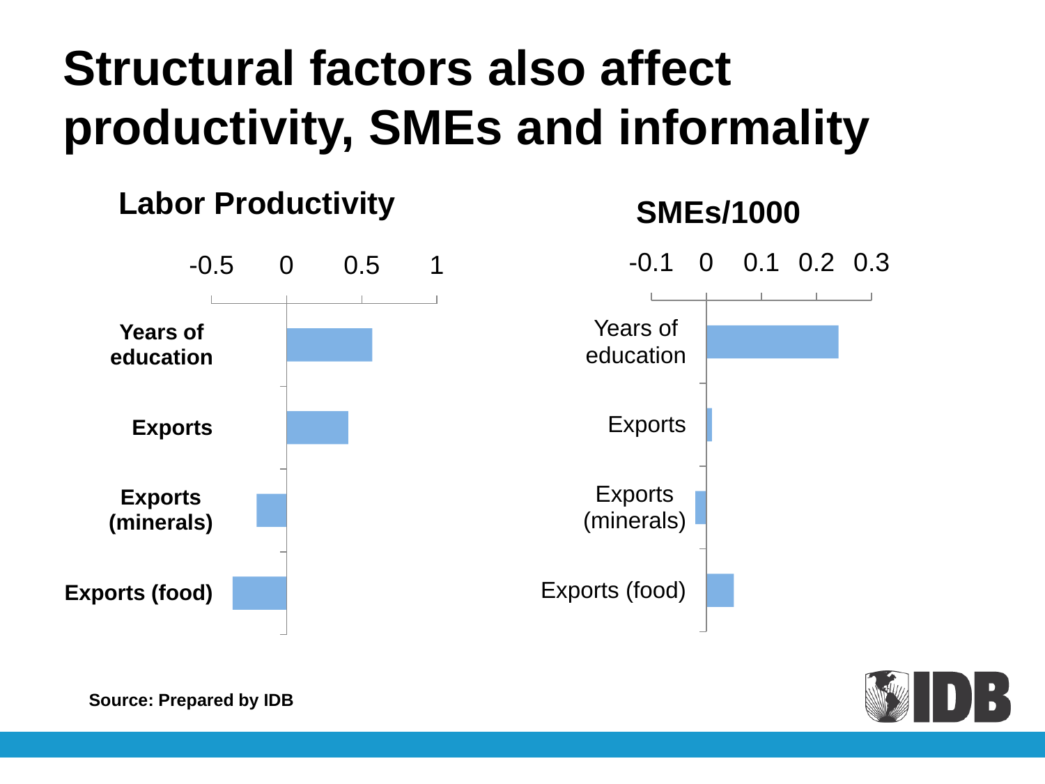# Structural factors also affect productivity, SMEs and informality

**Labor Productivity**

| | Value |
|---|---|
| Years of education | 0.57 |
| Exports | 0.41 |
| Exports (minerals) | -0.2 |
| Exports (food) | -0.36 |

**SMEs/1000**

| | Value |
|---|---|
| Years of education | 0.24 |
| Exports | 0.01 |
| Exports (minerals) | -0.02 |
| Exports (food) | 0.05 |

**Source: Prepared by IDB**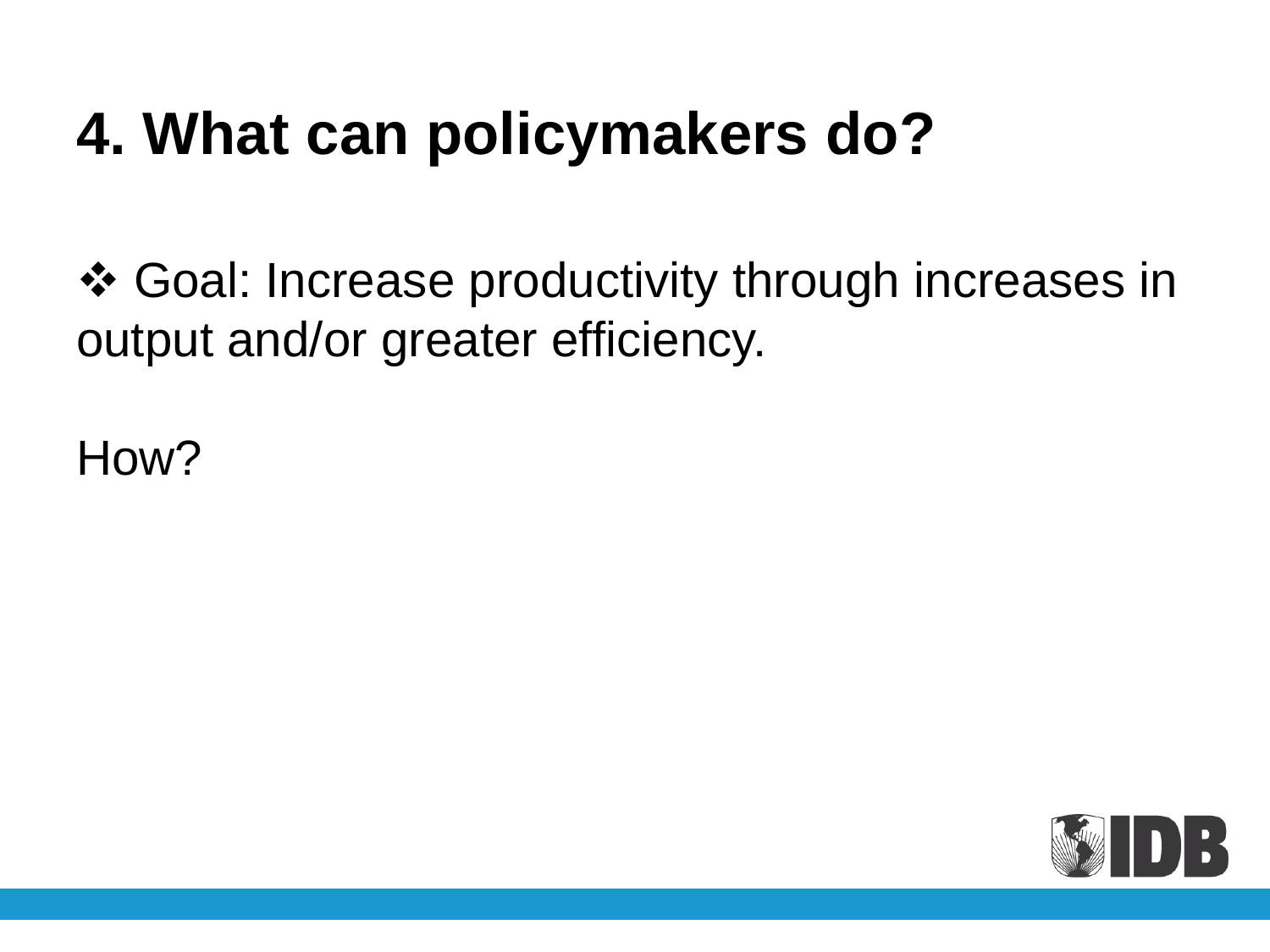# 4. What can policymakers do?

❖ Goal: Increase productivity through increases in output and/or greater efficiency.

How?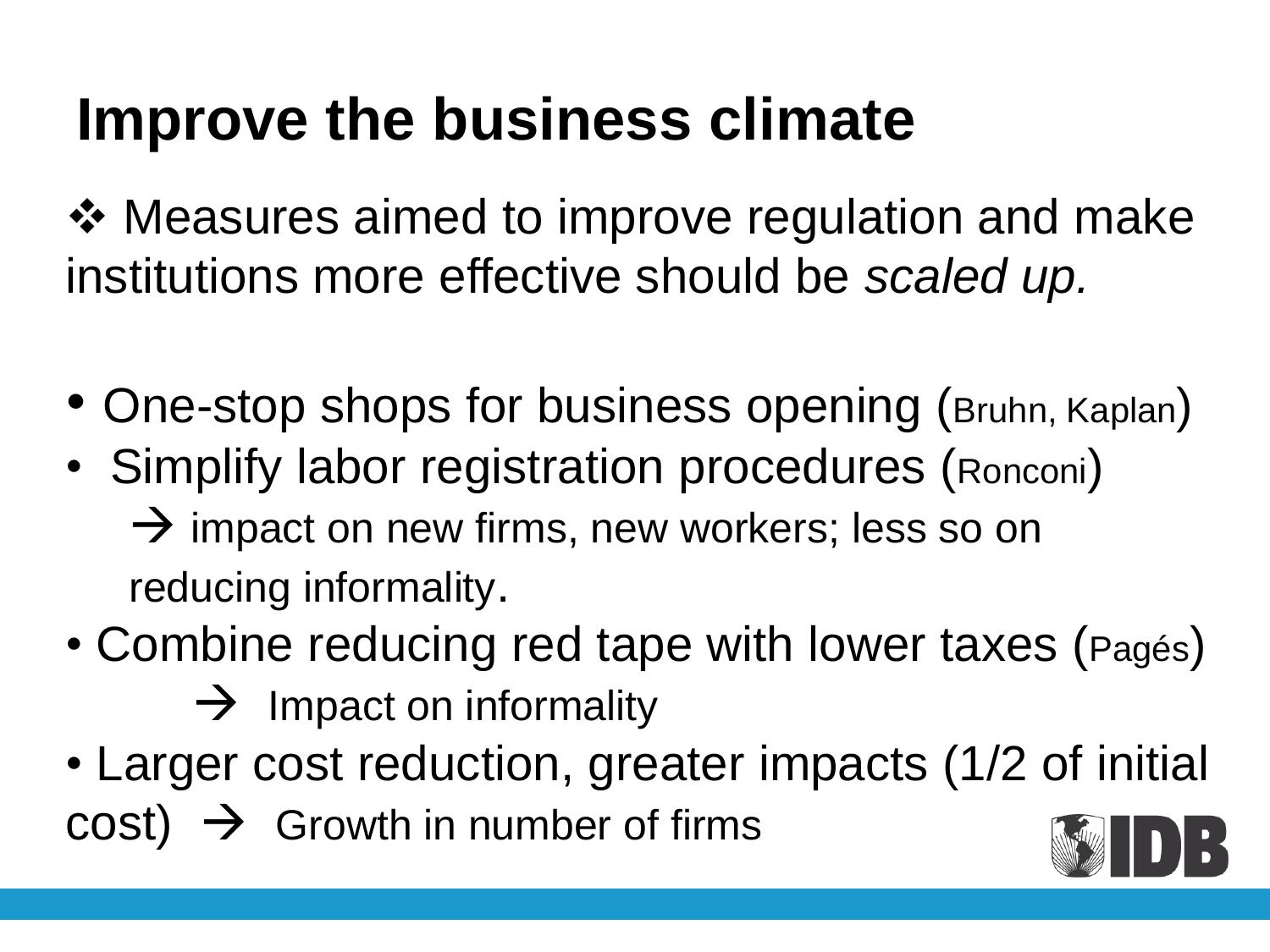# Improve the business climate

❖ Measures aimed to improve regulation and make institutions more effective should be *scaled up.*

- One-stop shops for business opening (Bruhn, Kaplan)
- Simplify labor registration procedures (Ronconi)
  → impact on new firms, new workers; less so on reducing informality.
- Combine reducing red tape with lower taxes (Pagés)
  → Impact on informality
- Larger cost reduction, greater impacts (1/2 of initial cost) → Growth in number of firms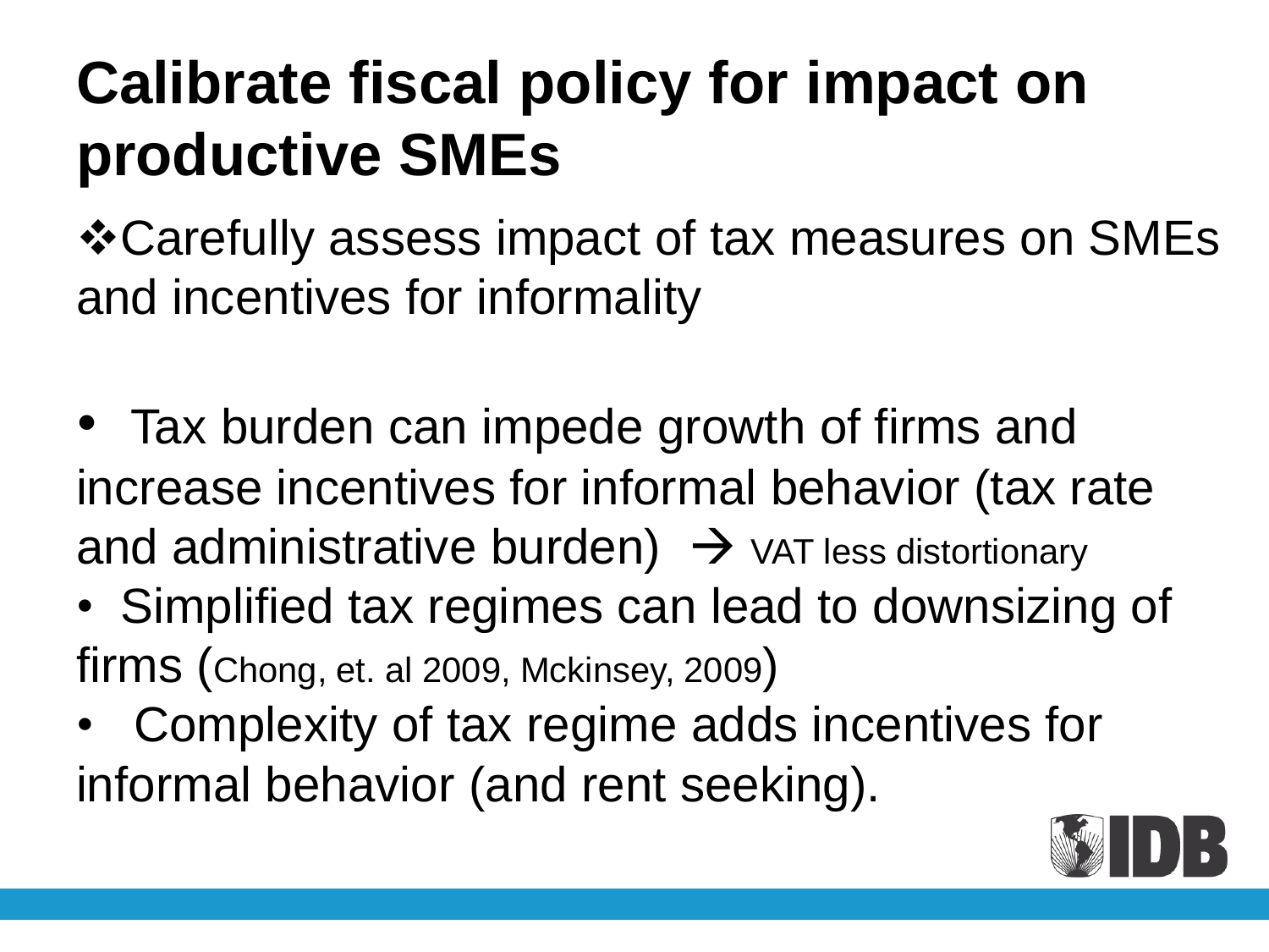# Calibrate fiscal policy for impact on productive SMEs

❖Carefully assess impact of tax measures on SMEs and incentives for informality

- Tax burden can impede growth of firms and increase incentives for informal behavior (tax rate and administrative burden) → VAT less distortionary
- Simplified tax regimes can lead to downsizing of firms (Chong, et. al 2009, Mckinsey, 2009)
- Complexity of tax regime adds incentives for informal behavior (and rent seeking).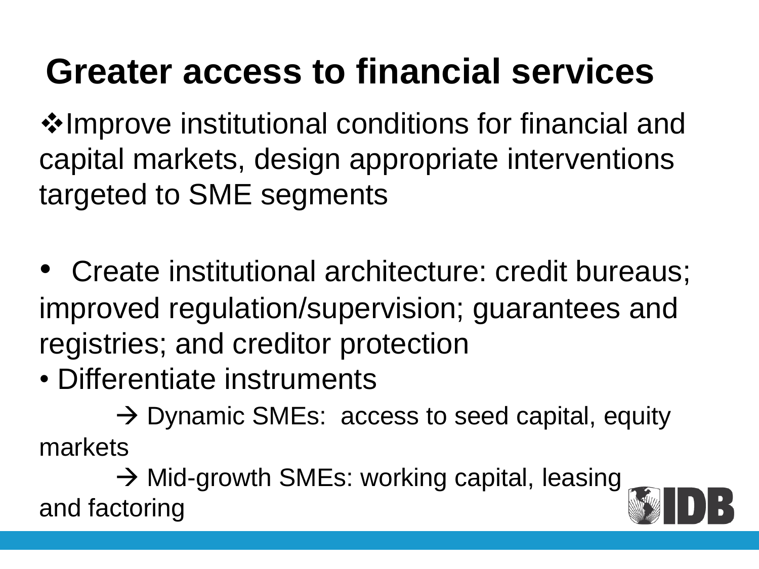# Greater access to financial services

❖Improve institutional conditions for financial and capital markets, design appropriate interventions targeted to SME segments

- Create institutional architecture: credit bureaus; improved regulation/supervision; guarantees and registries; and creditor protection
- Differentiate instruments

→ Dynamic SMEs: access to seed capital, equity markets

→ Mid-growth SMEs: working capital, leasing and factoring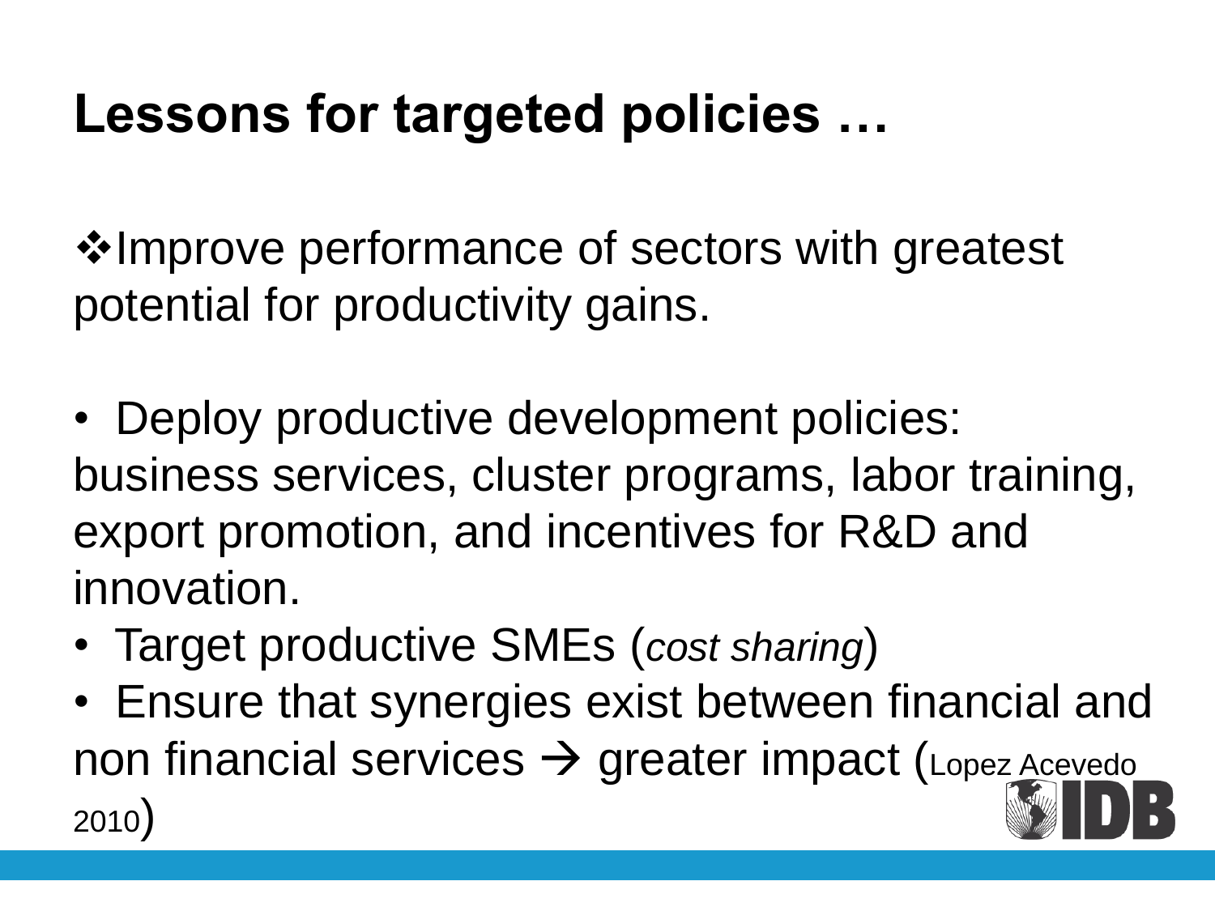# Lessons for targeted policies …

❖Improve performance of sectors with greatest potential for productivity gains.

- Deploy productive development policies: business services, cluster programs, labor training, export promotion, and incentives for R&D and innovation.
- Target productive SMEs (*cost sharing*)
- Ensure that synergies exist between financial and non financial services → greater impact (Lopez Acevedo 2010)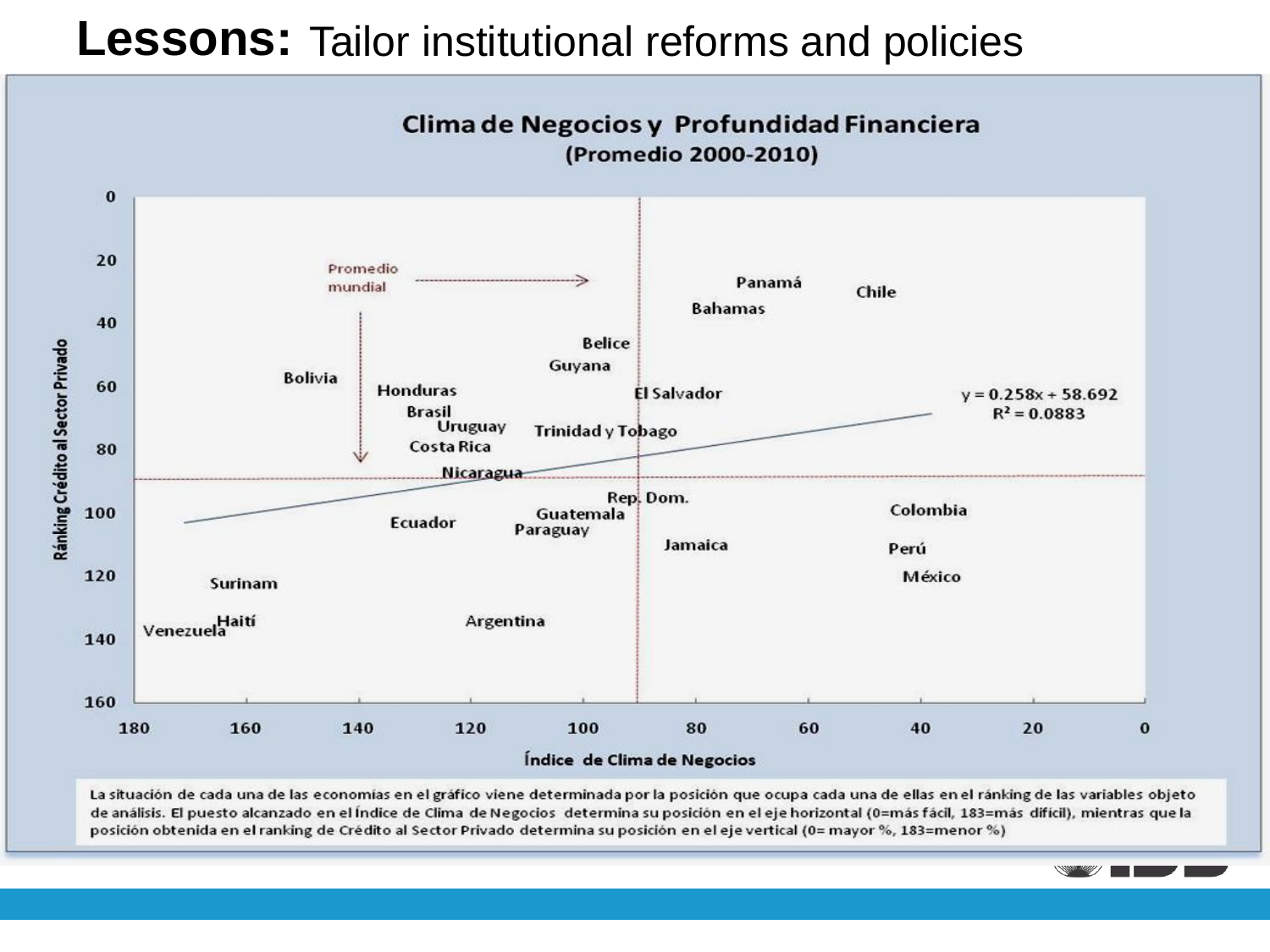# **Lessons:** Tailor institutional reforms and policies

## Clima de Negocios y Profundidad Financiera
### (Promedio 2000-2010)

Promedio mundial

$y = 0.258x + 58.692$
$R^2 = 0.0883$

Ránking Crédito al Sector Privado

Índice de Clima de Negocios

Panamá, Chile, Bahamas, Belice, Guyana, Bolivia, Honduras, El Salvador, Brasil, Uruguay, Trinidad y Tobago, Costa Rica, Nicaragua, Rep. Dom., Colombia, Guatemala, Ecuador, Paraguay, Jamaica, Perú, México, Surinam, Haití, Venezuela, Argentina

La situación de cada una de las economías en el gráfico viene determinada por la posición que ocupa cada una de ellas en el ránking de las variables objeto de análisis. El puesto alcanzado en el Índice de Clima de Negocios determina su posición en el eje horizontal (0=más fácil, 183=más difícil), mientras que la posición obtenida en el ranking de Crédito al Sector Privado determina su posición en el eje vertical (0= mayor %, 183=menor %)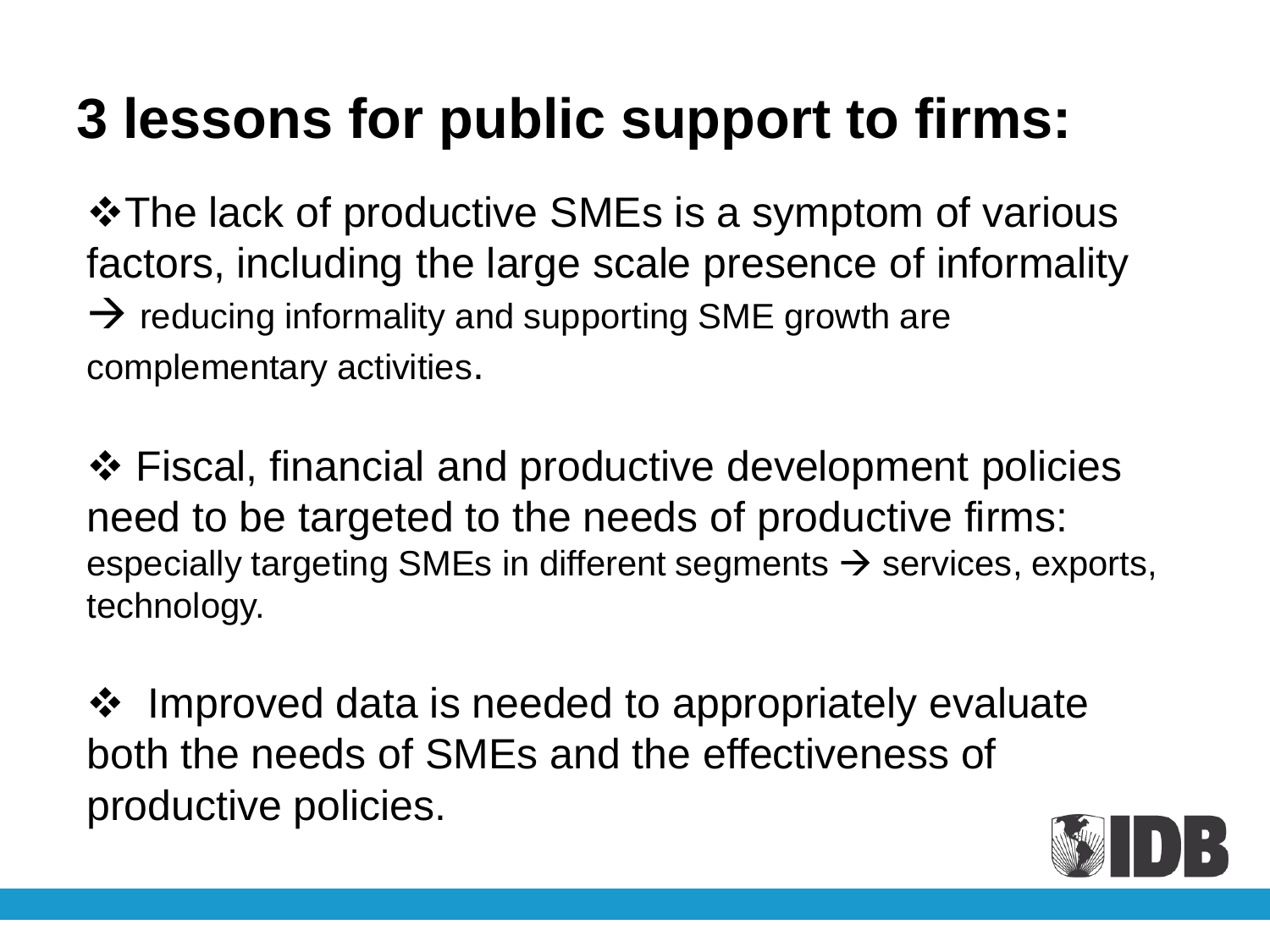# 3 lessons for public support to firms:

- The lack of productive SMEs is a symptom of various factors, including the large scale presence of informality → reducing informality and supporting SME growth are complementary activities.

- Fiscal, financial and productive development policies need to be targeted to the needs of productive firms: especially targeting SMEs in different segments → services, exports, technology.

- Improved data is needed to appropriately evaluate both the needs of SMEs and the effectiveness of productive policies.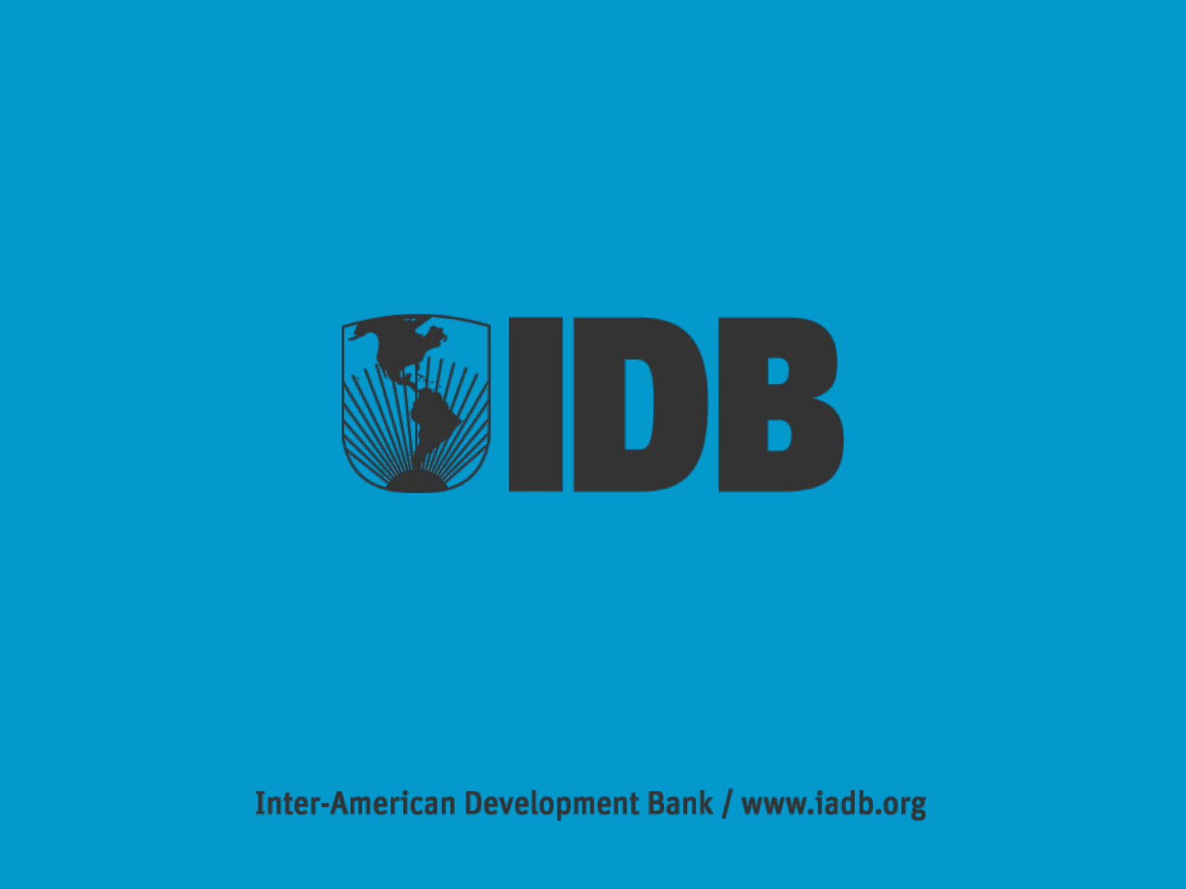# IDB

Inter-American Development Bank / www.iadb.org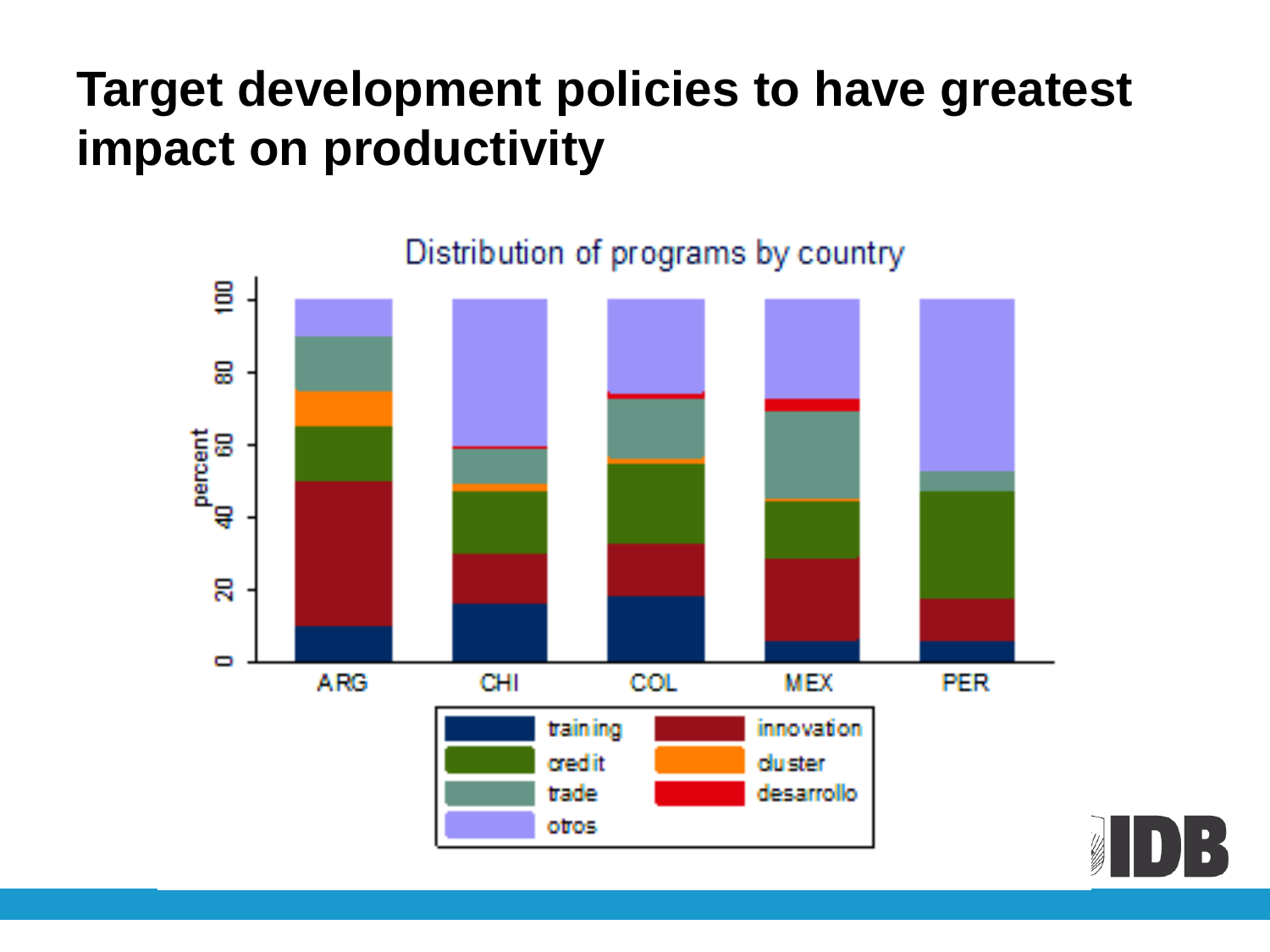# Target development policies to have greatest impact on productivity

Distribution of programs by country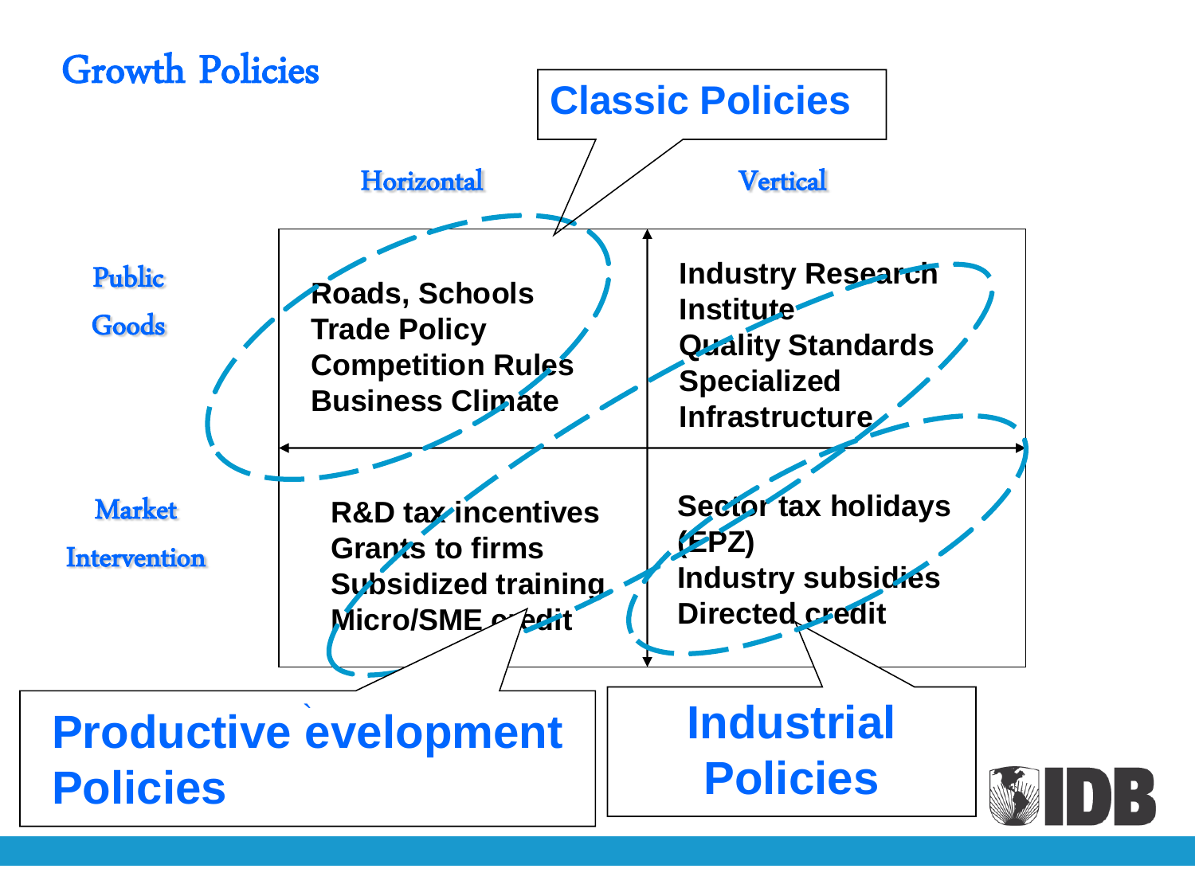# Growth Policies

**Classic Policies**

| | Horizontal | Vertical |
|---|---|---|
| **Public Goods** | Roads, Schools<br>Trade Policy<br>Competition Rules<br>Business Climate | Industry Research Institute<br>Quality Standards<br>Specialized Infrastructure |
| **Market Intervention** | R&D tax incentives<br>Grants to firms<br>Subsidized training<br>Micro/SME credit | Sector tax holidays (EPZ)<br>Industry subsidies<br>Directed credit |

**Productive evelopment Policies**

**Industrial Policies**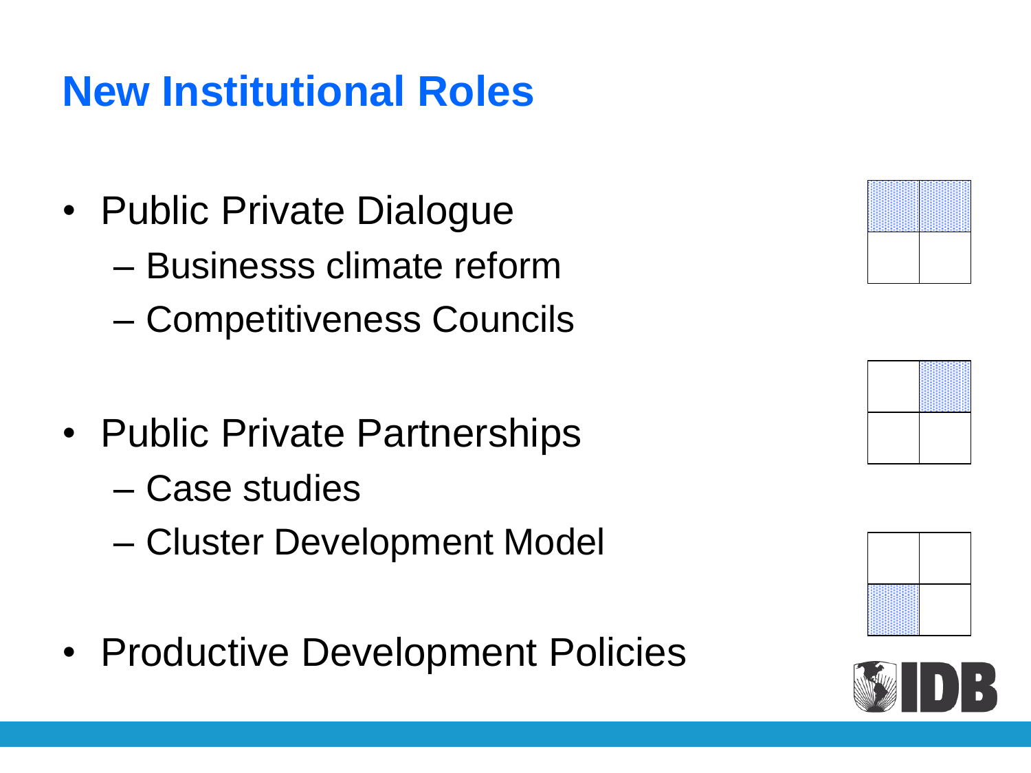# New Institutional Roles

- Public Private Dialogue
  - Businesss climate reform
  - Competitiveness Councils
- Public Private Partnerships
  - Case studies
  - Cluster Development Model
- Productive Development Policies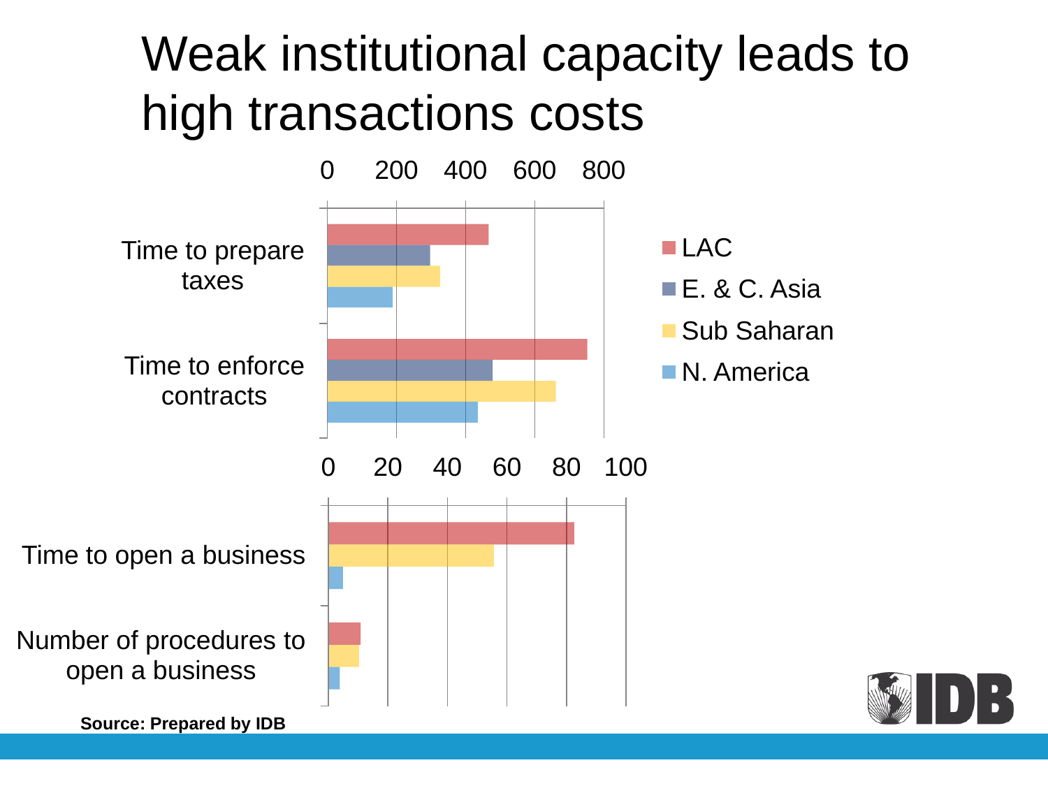# Weak institutional capacity leads to high transactions costs

0 200 400 600 800

Time to prepare taxes

Time to enforce contracts

- LAC
- E. & C. Asia
- Sub Saharan
- N. America

0 20 40 60 80 100

Time to open a business

Number of procedures to open a business

**Source: Prepared by IDB**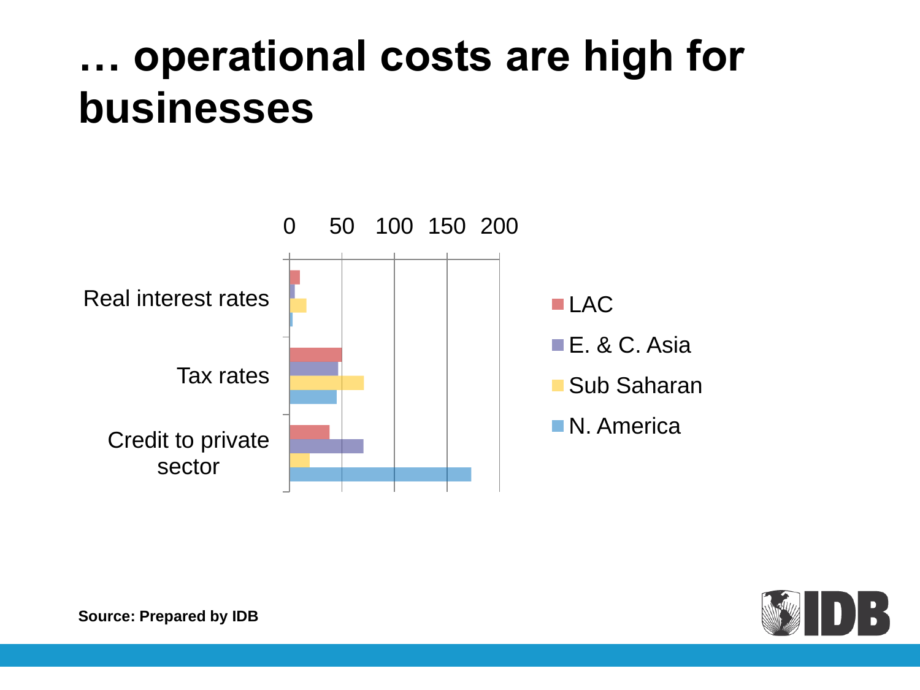# … operational costs are high for businesses

0 50 100 150 200

Real interest rates

Tax rates

Credit to private sector

LAC

E. & C. Asia

Sub Saharan

N. America

**Source: Prepared by IDB**